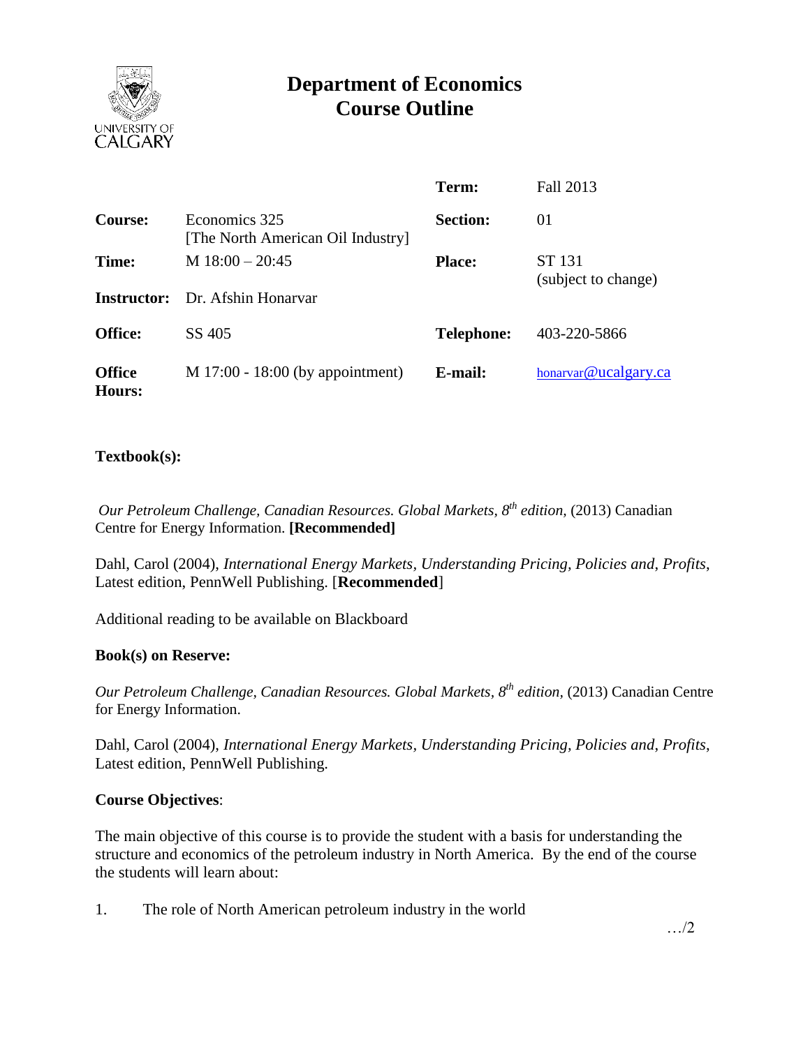# Department of Economics
# Course Outline

| | | | |
|---|---|---|---|
| | | **Term:** | Fall 2013 |
| **Course:** | Economics 325 [The North American Oil Industry] | **Section:** | 01 |
| **Time:** | M 18:00 – 20:45 | **Place:** | ST 131 (subject to change) |
| **Instructor:** | Dr. Afshin Honarvar | | |
| **Office:** | SS 405 | **Telephone:** | 403-220-5866 |
| **Office Hours:** | M 17:00 - 18:00 (by appointment) | **E-mail:** | honarvar@ucalgary.ca |

**Textbook(s):**

*Our Petroleum Challenge, Canadian Resources. Global Markets, 8th edition*, (2013) Canadian Centre for Energy Information. **[Recommended]**

Dahl, Carol (2004), *International Energy Markets, Understanding Pricing, Policies and, Profits*, Latest edition, PennWell Publishing. [**Recommended**]

Additional reading to be available on Blackboard

**Book(s) on Reserve:**

*Our Petroleum Challenge, Canadian Resources. Global Markets, 8th edition*, (2013) Canadian Centre for Energy Information.

Dahl, Carol (2004), *International Energy Markets, Understanding Pricing, Policies and, Profits*, Latest edition, PennWell Publishing.

**Course Objectives**:

The main objective of this course is to provide the student with a basis for understanding the structure and economics of the petroleum industry in North America. By the end of the course the students will learn about:

1. The role of North American petroleum industry in the world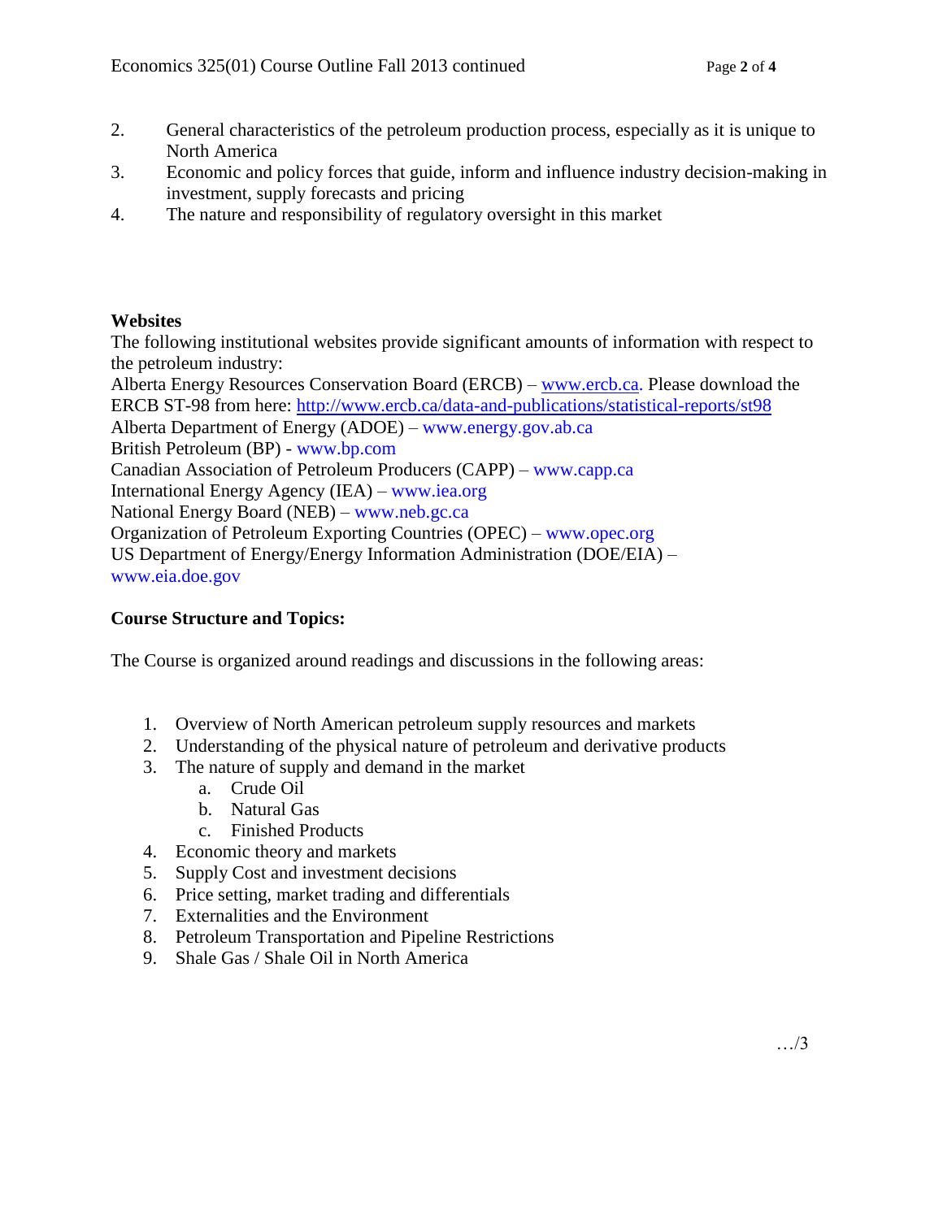2. General characteristics of the petroleum production process, especially as it is unique to North America
3. Economic and policy forces that guide, inform and influence industry decision-making in investment, supply forecasts and pricing
4. The nature and responsibility of regulatory oversight in this market

**Websites**

The following institutional websites provide significant amounts of information with respect to the petroleum industry:

Alberta Energy Resources Conservation Board (ERCB) – www.ercb.ca. Please download the ERCB ST-98 from here: http://www.ercb.ca/data-and-publications/statistical-reports/st98
Alberta Department of Energy (ADOE) – www.energy.gov.ab.ca
British Petroleum (BP) - www.bp.com
Canadian Association of Petroleum Producers (CAPP) – www.capp.ca
International Energy Agency (IEA) – www.iea.org
National Energy Board (NEB) – www.neb.gc.ca
Organization of Petroleum Exporting Countries (OPEC) – www.opec.org
US Department of Energy/Energy Information Administration (DOE/EIA) – www.eia.doe.gov

**Course Structure and Topics:**

The Course is organized around readings and discussions in the following areas:

1. Overview of North American petroleum supply resources and markets
2. Understanding of the physical nature of petroleum and derivative products
3. The nature of supply and demand in the market
   a. Crude Oil
   b. Natural Gas
   c. Finished Products
4. Economic theory and markets
5. Supply Cost and investment decisions
6. Price setting, market trading and differentials
7. Externalities and the Environment
8. Petroleum Transportation and Pipeline Restrictions
9. Shale Gas / Shale Oil in North America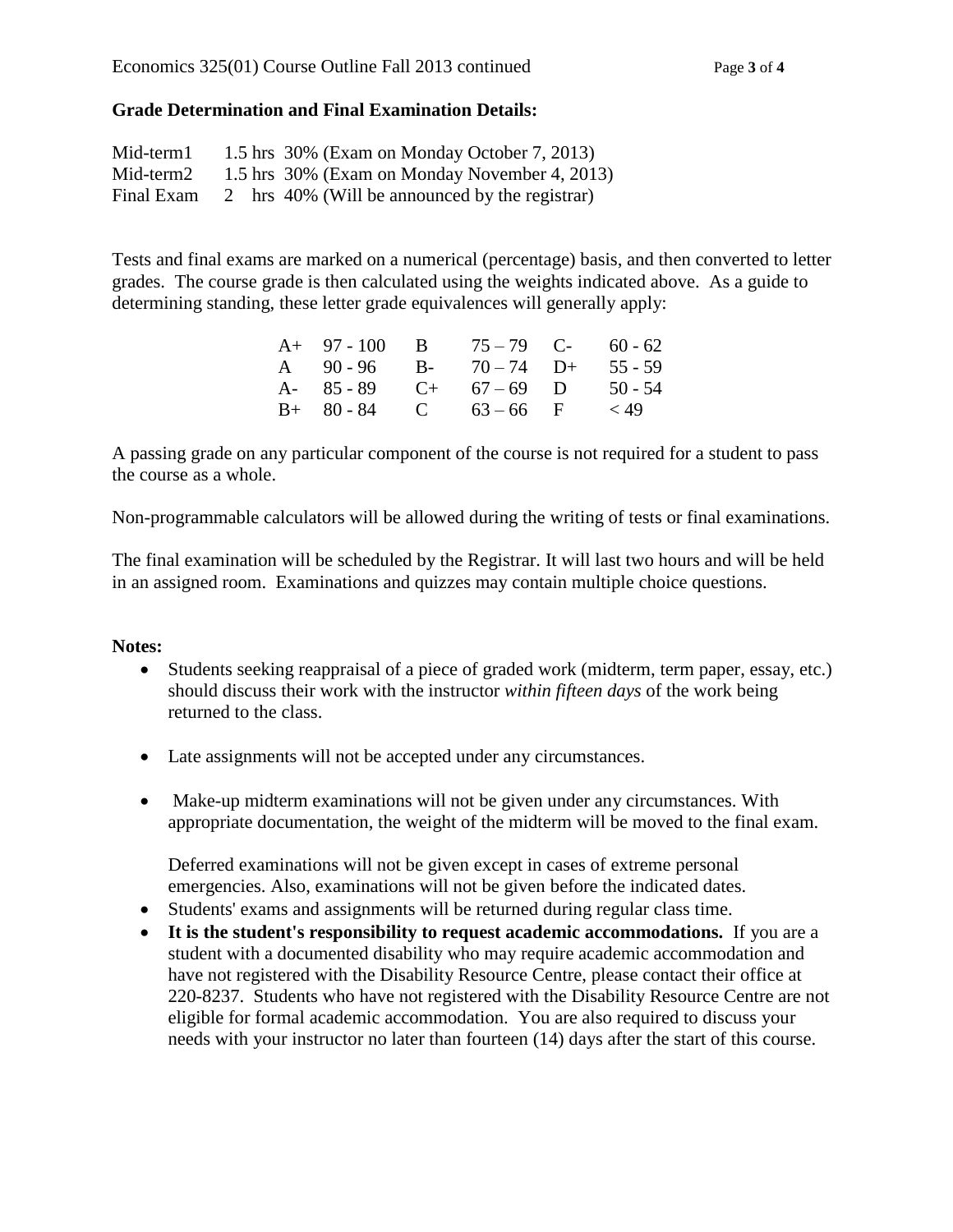**Grade Determination and Final Examination Details:**

| | | |
|---|---|---|
| Mid-term1 | 1.5 hrs | 30% (Exam on Monday October 7, 2013) |
| Mid-term2 | 1.5 hrs | 30% (Exam on Monday November 4, 2013) |
| Final Exam | 2 hrs | 40% (Will be announced by the registrar) |

Tests and final exams are marked on a numerical (percentage) basis, and then converted to letter grades. The course grade is then calculated using the weights indicated above. As a guide to determining standing, these letter grade equivalences will generally apply:

| | | | | | |
|---|---|---|---|---|---|
| A+ | 97 - 100 | B | 75 – 79 | C- | 60 - 62 |
| A | 90 - 96 | B- | 70 – 74 | D+ | 55 - 59 |
| A- | 85 - 89 | C+ | 67 – 69 | D | 50 - 54 |
| B+ | 80 - 84 | C | 63 – 66 | F | < 49 |

A passing grade on any particular component of the course is not required for a student to pass the course as a whole.

Non-programmable calculators will be allowed during the writing of tests or final examinations.

The final examination will be scheduled by the Registrar. It will last two hours and will be held in an assigned room. Examinations and quizzes may contain multiple choice questions.

**Notes:**

- Students seeking reappraisal of a piece of graded work (midterm, term paper, essay, etc.) should discuss their work with the instructor *within fifteen days* of the work being returned to the class.

- Late assignments will not be accepted under any circumstances.

- Make-up midterm examinations will not be given under any circumstances. With appropriate documentation, the weight of the midterm will be moved to the final exam.

  Deferred examinations will not be given except in cases of extreme personal emergencies. Also, examinations will not be given before the indicated dates.
- Students' exams and assignments will be returned during regular class time.
- **It is the student's responsibility to request academic accommodations.** If you are a student with a documented disability who may require academic accommodation and have not registered with the Disability Resource Centre, please contact their office at 220-8237. Students who have not registered with the Disability Resource Centre are not eligible for formal academic accommodation. You are also required to discuss your needs with your instructor no later than fourteen (14) days after the start of this course.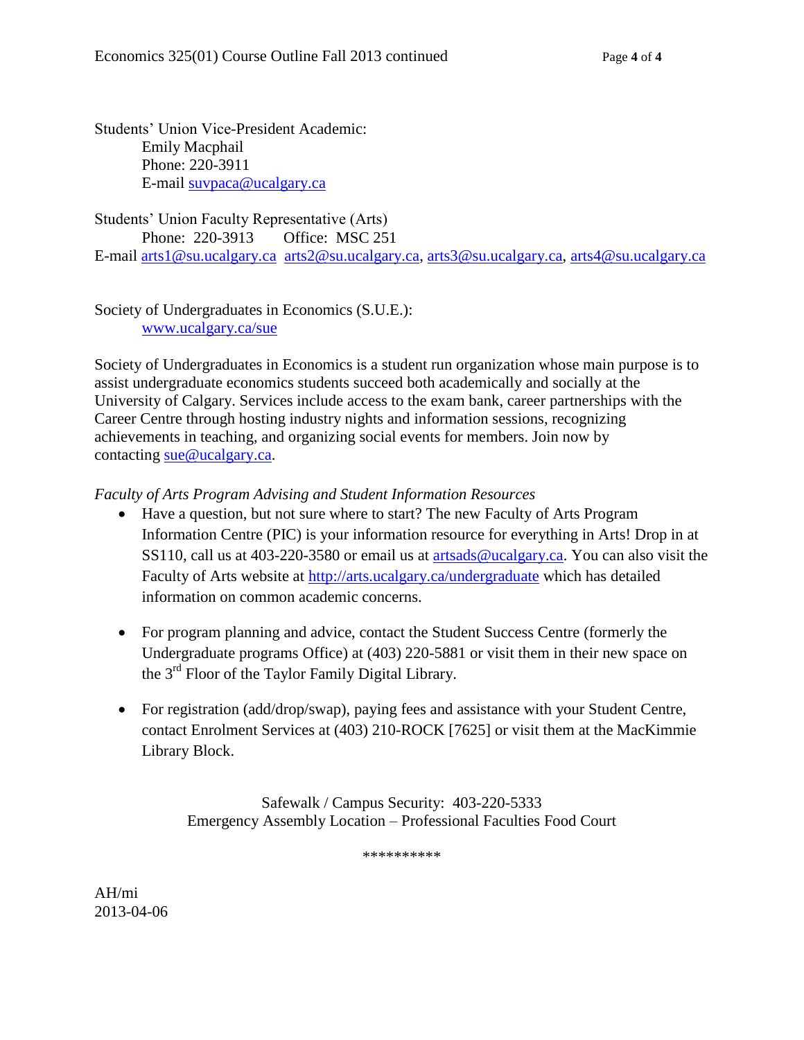Students' Union Vice-President Academic:
Emily Macphail
Phone: 220-3911
E-mail suvpaca@ucalgary.ca

Students' Union Faculty Representative (Arts)
Phone: 220-3913 Office: MSC 251
E-mail arts1@su.ucalgary.ca arts2@su.ucalgary.ca, arts3@su.ucalgary.ca, arts4@su.ucalgary.ca

Society of Undergraduates in Economics (S.U.E.):
www.ucalgary.ca/sue

Society of Undergraduates in Economics is a student run organization whose main purpose is to assist undergraduate economics students succeed both academically and socially at the University of Calgary. Services include access to the exam bank, career partnerships with the Career Centre through hosting industry nights and information sessions, recognizing achievements in teaching, and organizing social events for members. Join now by contacting sue@ucalgary.ca.

*Faculty of Arts Program Advising and Student Information Resources*

- Have a question, but not sure where to start? The new Faculty of Arts Program Information Centre (PIC) is your information resource for everything in Arts! Drop in at SS110, call us at 403-220-3580 or email us at artsads@ucalgary.ca. You can also visit the Faculty of Arts website at http://arts.ucalgary.ca/undergraduate which has detailed information on common academic concerns.

- For program planning and advice, contact the Student Success Centre (formerly the Undergraduate programs Office) at (403) 220-5881 or visit them in their new space on the 3rd Floor of the Taylor Family Digital Library.

- For registration (add/drop/swap), paying fees and assistance with your Student Centre, contact Enrolment Services at (403) 210-ROCK [7625] or visit them at the MacKimmie Library Block.

Safewalk / Campus Security: 403-220-5333
Emergency Assembly Location – Professional Faculties Food Court

**********

AH/mi
2013-04-06